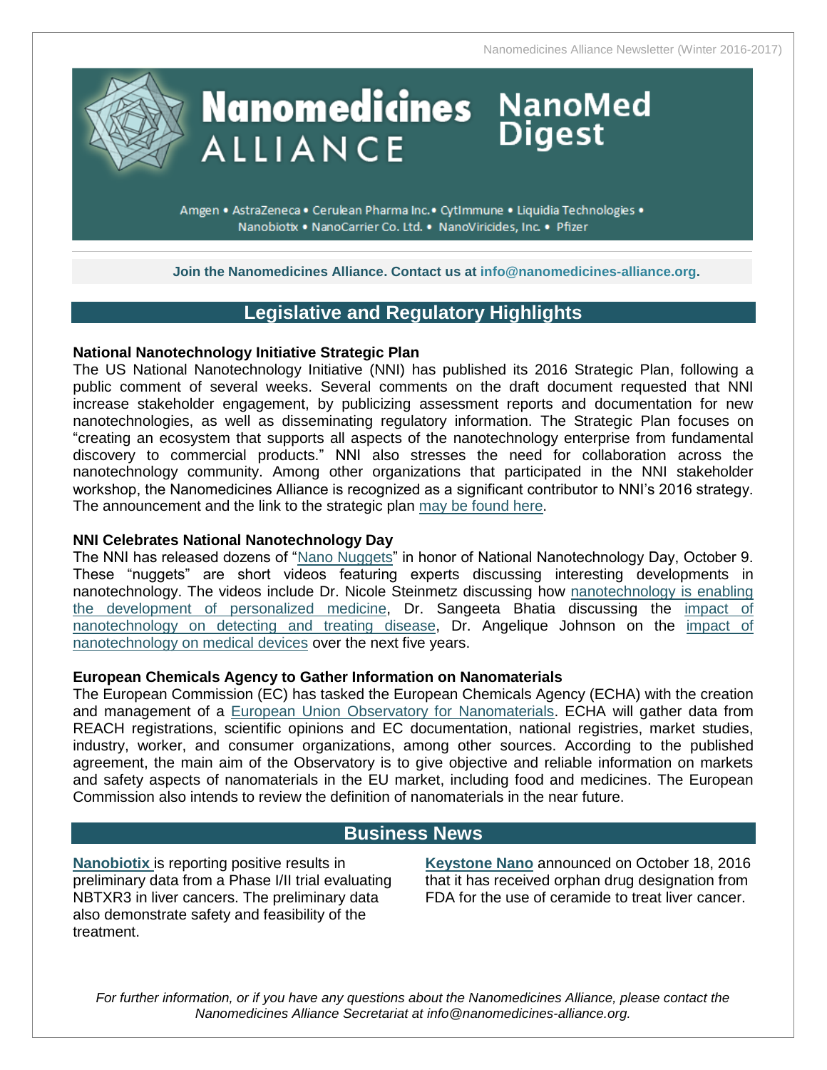# Nanomedicines ALLIANCE NanoMed Digest

Amgen • AstraZeneca • Cerulean Pharma Inc.• CytImmune • Liquidia Technologies • Nanobiotix • NanoCarrier Co. Ltd. • NanoViricides, Inc. • Pfizer

**Join the Nanomedicines Alliance. Contact us at info@nanomedicines-alliance.org.**

## Legislative and Regulatory Highlights

### National Nanotechnology Initiative Strategic Plan

The US National Nanotechnology Initiative (NNI) has published its 2016 Strategic Plan, following a public comment of several weeks. Several comments on the draft document requested that NNI increase stakeholder engagement, by publicizing assessment reports and documentation for new nanotechnologies, as well as disseminating regulatory information. The Strategic Plan focuses on "creating an ecosystem that supports all aspects of the nanotechnology enterprise from fundamental discovery to commercial products." NNI also stresses the need for collaboration across the nanotechnology community. Among other organizations that participated in the NNI stakeholder workshop, the Nanomedicines Alliance is recognized as a significant contributor to NNI's 2016 strategy. The announcement and the link to the strategic plan may be found here.

### NNI Celebrates National Nanotechnology Day

The NNI has released dozens of "Nano Nuggets" in honor of National Nanotechnology Day, October 9. These "nuggets" are short videos featuring experts discussing interesting developments in nanotechnology. The videos include Dr. Nicole Steinmetz discussing how nanotechnology is enabling the development of personalized medicine, Dr. Sangeeta Bhatia discussing the impact of nanotechnology on detecting and treating disease, Dr. Angelique Johnson on the impact of nanotechnology on medical devices over the next five years.

### European Chemicals Agency to Gather Information on Nanomaterials

The European Commission (EC) has tasked the European Chemicals Agency (ECHA) with the creation and management of a European Union Observatory for Nanomaterials. ECHA will gather data from REACH registrations, scientific opinions and EC documentation, national registries, market studies, industry, worker, and consumer organizations, among other sources. According to the published agreement, the main aim of the Observatory is to give objective and reliable information on markets and safety aspects of nanomaterials in the EU market, including food and medicines. The European Commission also intends to review the definition of nanomaterials in the near future.

## Business News

**Nanobiotix** is reporting positive results in preliminary data from a Phase I/II trial evaluating NBTXR3 in liver cancers. The preliminary data also demonstrate safety and feasibility of the treatment.

**Keystone Nano** announced on October 18, 2016 that it has received orphan drug designation from FDA for the use of ceramide to treat liver cancer.

*For further information, or if you have any questions about the Nanomedicines Alliance, please contact the Nanomedicines Alliance Secretariat at info@nanomedicines-alliance.org.*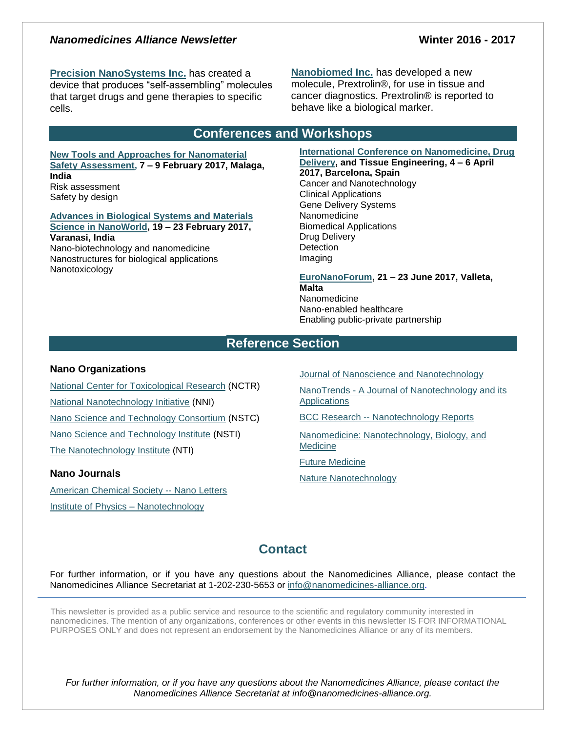**Precision NanoSystems Inc.** has created a device that produces "self-assembling" molecules that target drugs and gene therapies to specific cells.

**Nanobiomed Inc.** has developed a new molecule, Prextrolin®, for use in tissue and cancer diagnostics. Prextrolin® is reported to behave like a biological marker.

## Conferences and Workshops

**New Tools and Approaches for Nanomaterial Safety Assessment, 7 – 9 February 2017, Malaga, India**
Risk assessment
Safety by design

**Advances in Biological Systems and Materials Science in NanoWorld, 19 – 23 February 2017, Varanasi, India**
Nano-biotechnology and nanomedicine
Nanostructures for biological applications
Nanotoxicology

**International Conference on Nanomedicine, Drug Delivery, and Tissue Engineering, 4 – 6 April 2017, Barcelona, Spain**
Cancer and Nanotechnology
Clinical Applications
Gene Delivery Systems
Nanomedicine
Biomedical Applications
Drug Delivery
Detection
Imaging

**EuroNanoForum, 21 – 23 June 2017, Valleta, Malta**
Nanomedicine
Nano-enabled healthcare
Enabling public-private partnership

## Reference Section

### Nano Organizations

National Center for Toxicological Research (NCTR)

National Nanotechnology Initiative (NNI)

Nano Science and Technology Consortium (NSTC)

Nano Science and Technology Institute (NSTI)

The Nanotechnology Institute (NTI)

### Nano Journals

American Chemical Society -- Nano Letters

Institute of Physics – Nanotechnology

Journal of Nanoscience and Nanotechnology

NanoTrends - A Journal of Nanotechnology and its Applications

BCC Research -- Nanotechnology Reports

Nanomedicine: Nanotechnology, Biology, and Medicine

Future Medicine

Nature Nanotechnology

## Contact

For further information, or if you have any questions about the Nanomedicines Alliance, please contact the Nanomedicines Alliance Secretariat at 1-202-230-5653 or info@nanomedicines-alliance.org.

This newsletter is provided as a public service and resource to the scientific and regulatory community interested in nanomedicines. The mention of any organizations, conferences or other events in this newsletter IS FOR INFORMATIONAL PURPOSES ONLY and does not represent an endorsement by the Nanomedicines Alliance or any of its members.

*For further information, or if you have any questions about the Nanomedicines Alliance, please contact the Nanomedicines Alliance Secretariat at info@nanomedicines-alliance.org.*